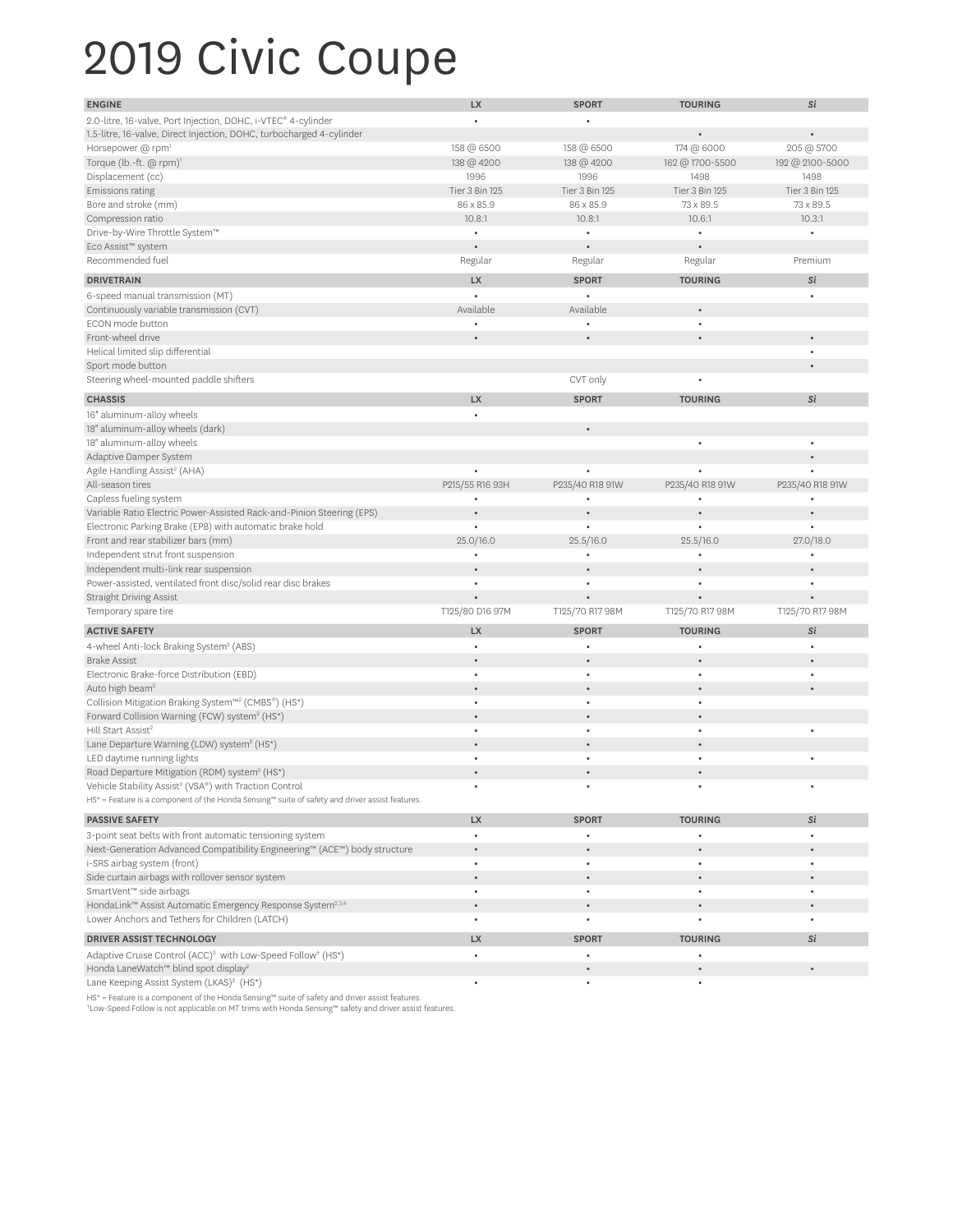# 2019 Civic Coupe

| ENGINE | LX | SPORT | TOURING | *Si* |
|---|---|---|---|---|
| 2.0-litre, 16-valve, Port Injection, DOHC, i-VTEC® 4-cylinder | • | • | | |
| 1.5-litre, 16-valve, Direct Injection, DOHC, turbocharged 4-cylinder | | | • | • |
| Horsepower @ rpm[1] | 158 @ 6500 | 158 @ 6500 | 174 @ 6000 | 205 @ 5700 |
| Torque (lb.-ft. @ rpm)[1] | 138 @ 4200 | 138 @ 4200 | 162 @ 1700-5500 | 192 @ 2100-5000 |
| Displacement (cc) | 1996 | 1996 | 1498 | 1498 |
| Emissions rating | Tier 3 Bin 125 | Tier 3 Bin 125 | Tier 3 Bin 125 | Tier 3 Bin 125 |
| Bore and stroke (mm) | 86 x 85.9 | 86 x 85.9 | 73 x 89.5 | 73 x 89.5 |
| Compression ratio | 10.8:1 | 10.8:1 | 10.6:1 | 10.3:1 |
| Drive-by-Wire Throttle System™ | • | • | • | • |
| Eco Assist™ system | • | • | • | |
| Recommended fuel | Regular | Regular | Regular | Premium |

| DRIVETRAIN | LX | SPORT | TOURING | *Si* |
|---|---|---|---|---|
| 6-speed manual transmission (MT) | • | • | | • |
| Continuously variable transmission (CVT) | Available | Available | • | |
| ECON mode button | • | • | • | |
| Front-wheel drive | • | • | • | • |
| Helical limited slip differential | | | | • |
| Sport mode button | | | | • |
| Steering wheel-mounted paddle shifters | | CVT only | • | |

| CHASSIS | LX | SPORT | TOURING | *Si* |
|---|---|---|---|---|
| 16" aluminum-alloy wheels | • | | | |
| 18" aluminum-alloy wheels (dark) | | • | | |
| 18" aluminum-alloy wheels | | | • | • |
| Adaptive Damper System | | | | • |
| Agile Handling Assist[2] (AHA) | • | • | • | • |
| All-season tires | P215/55 R16 93H | P235/40 R18 91W | P235/40 R18 91W | P235/40 R18 91W |
| Capless fueling system | • | • | • | • |
| Variable Ratio Electric Power-Assisted Rack-and-Pinion Steering (EPS) | • | • | • | • |
| Electronic Parking Brake (EPB) with automatic brake hold | • | • | • | • |
| Front and rear stabilizer bars (mm) | 25.0/16.0 | 25.5/16.0 | 25.5/16.0 | 27.0/18.0 |
| Independent strut front suspension | • | • | • | • |
| Independent multi-link rear suspension | • | • | • | • |
| Power-assisted, ventilated front disc/solid rear disc brakes | • | • | • | • |
| Straight Driving Assist | • | • | • | • |
| Temporary spare tire | T125/80 D16 97M | T125/70 R17 98M | T125/70 R17 98M | T125/70 R17 98M |

| ACTIVE SAFETY | LX | SPORT | TOURING | *Si* |
|---|---|---|---|---|
| 4-wheel Anti-lock Braking System[2] (ABS) | • | • | • | • |
| Brake Assist | • | • | • | • |
| Electronic Brake-force Distribution (EBD) | • | • | • | • |
| Auto high beam[2] | • | • | • | • |
| Collision Mitigation Braking System™[2] (CMBS®) (HS*) | • | • | • | |
| Forward Collision Warning (FCW) system[2] (HS*) | • | • | • | |
| Hill Start Assist[2] | • | • | • | • |
| Lane Departure Warning (LDW) system[2] (HS*) | • | • | • | |
| LED daytime running lights | • | • | • | • |
| Road Departure Mitigation (RDM) system[2] (HS*) | • | • | • | |
| Vehicle Stability Assist[2] (VSA®) with Traction Control | • | • | • | • |

HS* = Feature is a component of the Honda Sensing™ suite of safety and driver assist features.

| PASSIVE SAFETY | LX | SPORT | TOURING | *Si* |
|---|---|---|---|---|
| 3-point seat belts with front automatic tensioning system | • | • | • | • |
| Next-Generation Advanced Compatibility Engineering™ (ACE™) body structure | • | • | • | • |
| i-SRS airbag system (front) | • | • | • | • |
| Side curtain airbags with rollover sensor system | • | • | • | • |
| SmartVent™ side airbags | • | • | • | • |
| HondaLink™ Assist Automatic Emergency Response System[2,3,4] | • | • | • | • |
| Lower Anchors and Tethers for Children (LATCH) | • | • | • | • |

| DRIVER ASSIST TECHNOLOGY | LX | SPORT | TOURING | *Si* |
|---|---|---|---|---|
| Adaptive Cruise Control (ACC)[2] with Low-Speed Follow† (HS*) | • | • | • | |
| Honda LaneWatch™ blind spot display[2] | | • | • | • |
| Lane Keeping Assist System (LKAS)[2] (HS*) | • | • | • | |

HS* = Feature is a component of the Honda Sensing™ suite of safety and driver assist features.
†Low-Speed Follow is not applicable on MT trims with Honda Sensing™ safety and driver assist features.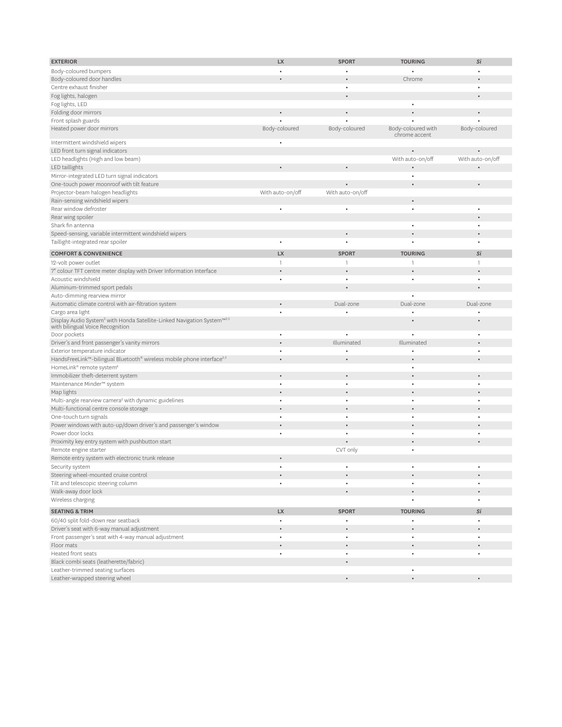| EXTERIOR | LX | SPORT | TOURING | *Si* |
|---|---|---|---|---|
| Body-coloured bumpers | • | • | • | • |
| Body-coloured door handles | • | • | Chrome | • |
| Centre exhaust finisher | | • | | • |
| Fog lights, halogen | | • | | • |
| Fog lights, LED | | | • | |
| Folding door mirrors | • | • | • | • |
| Front splash guards | • | • | • | • |
| Heated power door mirrors | Body-coloured | Body-coloured | Body-coloured with chrome accent | Body-coloured |
| Intermittent windshield wipers | • | | | |
| LED front turn signal indicators | | | • | • |
| LED headlights (High and low beam) | | | With auto-on/off | With auto-on/off |
| LED taillights | • | • | • | • |
| Mirror-integrated LED turn signal indicators | | | • | |
| One-touch power moonroof with tilt feature | | • | • | • |
| Projector-beam halogen headlights | With auto-on/off | With auto-on/off | | |
| Rain-sensing windshield wipers | | | • | |
| Rear window defroster | • | • | • | • |
| Rear wing spoiler | | | | • |
| Shark fin antenna | | | • | • |
| Speed-sensing, variable intermittent windshield wipers | | • | • | • |
| Taillight-integrated rear spoiler | • | • | • | • |

| COMFORT & CONVENIENCE | LX | SPORT | TOURING | *Si* |
|---|---|---|---|---|
| 12-volt power outlet | 1 | 1 | 1 | 1 |
| 7" colour TFT centre meter display with Driver Information Interface | • | • | • | • |
| Acoustic windshield | • | • | • | • |
| Aluminum-trimmed sport pedals | | • | | • |
| Auto-dimming rearview mirror | | | • | |
| Automatic climate control with air-filtration system | • | Dual-zone | Dual-zone | Dual-zone |
| Cargo area light | • | • | • | • |
| Display Audio System[2] with Honda Satellite-Linked Navigation System™[2,5] with bilingual Voice Recognition | | | • | • |
| Door pockets | • | • | • | • |
| Driver's and front passenger's vanity mirrors | • | Illuminated | Illuminated | • |
| Exterior temperature indicator | • | • | • | • |
| HandsFreeLink™-bilingual Bluetooth® wireless mobile phone interface[2,3] | • | • | • | • |
| HomeLink® remote system[6] | | | • | |
| Immobilizer theft-deterrent system | • | • | • | • |
| Maintenance Minder™ system | • | • | • | • |
| Map lights | • | • | • | • |
| Multi-angle rearview camera[2] with dynamic guidelines | • | • | • | • |
| Multi-functional centre console storage | • | • | • | • |
| One-touch turn signals | • | • | • | • |
| Power windows with auto-up/down driver's and passenger's window | • | • | • | • |
| Power door locks | • | • | • | • |
| Proximity key entry system with pushbutton start | | • | • | • |
| Remote engine starter | | CVT only | • | |
| Remote entry system with electronic trunk release | • | | | |
| Security system | • | • | • | • |
| Steering wheel-mounted cruise control | • | • | • | • |
| Tilt and telescopic steering column | • | • | • | • |
| Walk-away door lock | | • | • | • |
| Wireless charging | | | • | • |

| SEATING & TRIM | LX | SPORT | TOURING | *Si* |
|---|---|---|---|---|
| 60/40 split fold-down rear seatback | • | • | • | • |
| Driver's seat with 6-way manual adjustment | • | • | • | • |
| Front passenger's seat with 4-way manual adjustment | • | • | • | • |
| Floor mats | • | • | • | • |
| Heated front seats | • | • | • | • |
| Black combi seats (leatherette/fabric) | | • | | |
| Leather-trimmed seating surfaces | | | • | |
| Leather-wrapped steering wheel | | • | • | • |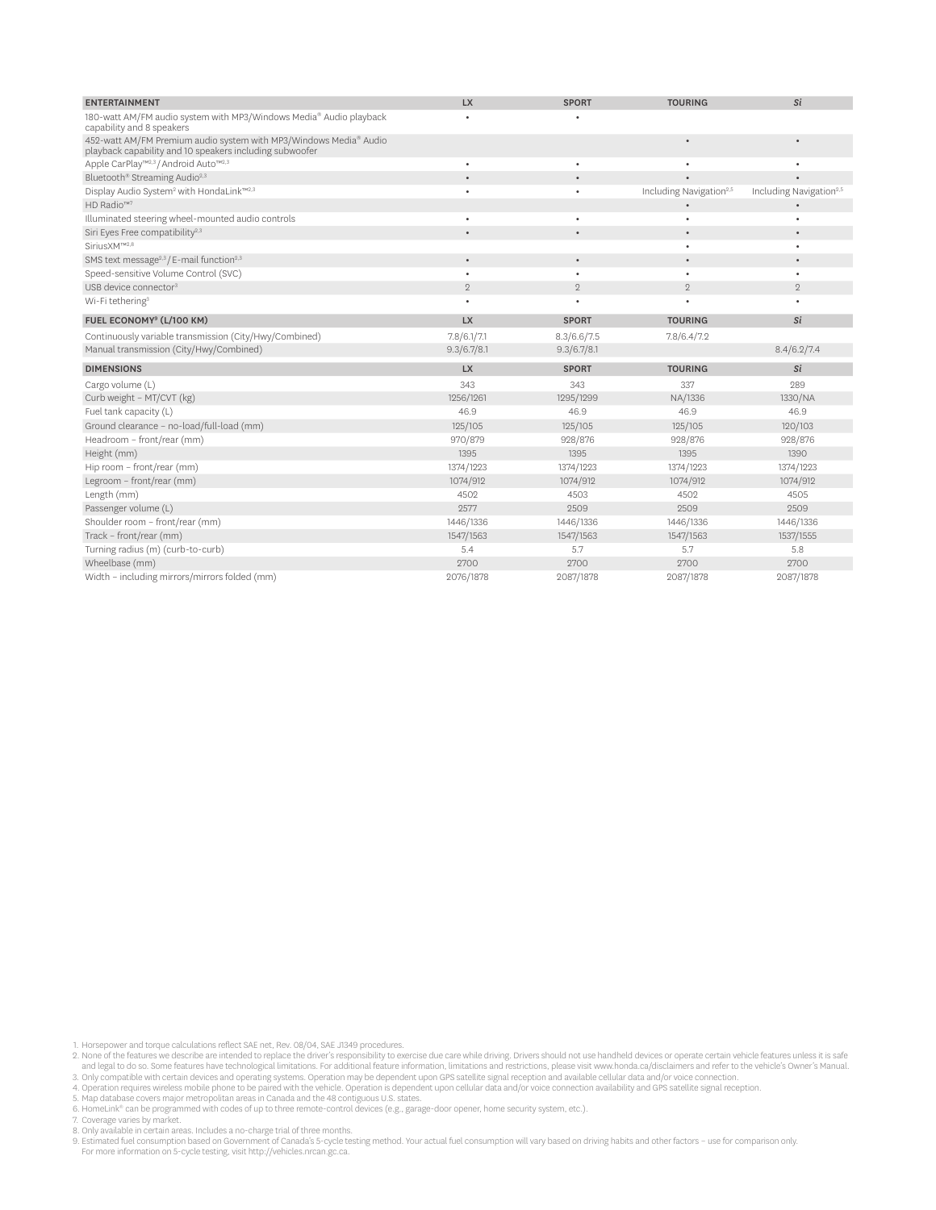| ENTERTAINMENT | LX | SPORT | TOURING | *Si* |
|---|---|---|---|---|
| 180-watt AM/FM audio system with MP3/Windows Media® Audio playback capability and 8 speakers | • | • | | |
| 452-watt AM/FM Premium audio system with MP3/Windows Media® Audio playback capability and 10 speakers including subwoofer | | | • | • |
| Apple CarPlay™[2,3] / Android Auto™[2,3] | • | • | • | • |
| Bluetooth® Streaming Audio[2,3] | • | • | • | • |
| Display Audio System[2] with HondaLink™[2,3] | • | • | Including Navigation[2,5] | Including Navigation[2,5] |
| HD Radio™[7] | | | • | • |
| Illuminated steering wheel-mounted audio controls | • | • | • | • |
| Siri Eyes Free compatibility[2,3] | • | • | • | • |
| SiriusXM™[2,8] | | | • | • |
| SMS text message[2,3] / E-mail function[2,3] | • | • | • | • |
| Speed-sensitive Volume Control (SVC) | • | • | • | • |
| USB device connector[3] | 2 | 2 | 2 | 2 |
| Wi-Fi tethering[3] | • | • | • | • |

| FUEL ECONOMY[9] (L/100 KM) | LX | SPORT | TOURING | *Si* |
|---|---|---|---|---|
| Continuously variable transmission (City/Hwy/Combined) | 7.8/6.1/7.1 | 8.3/6.6/7.5 | 7.8/6.4/7.2 | |
| Manual transmission (City/Hwy/Combined) | 9.3/6.7/8.1 | 9.3/6.7/8.1 | | 8.4/6.2/7.4 |

| DIMENSIONS | LX | SPORT | TOURING | *Si* |
|---|---|---|---|---|
| Cargo volume (L) | 343 | 343 | 337 | 289 |
| Curb weight – MT/CVT (kg) | 1256/1261 | 1295/1299 | NA/1336 | 1330/NA |
| Fuel tank capacity (L) | 46.9 | 46.9 | 46.9 | 46.9 |
| Ground clearance – no-load/full-load (mm) | 125/105 | 125/105 | 125/105 | 120/103 |
| Headroom – front/rear (mm) | 970/879 | 928/876 | 928/876 | 928/876 |
| Height (mm) | 1395 | 1395 | 1395 | 1390 |
| Hip room – front/rear (mm) | 1374/1223 | 1374/1223 | 1374/1223 | 1374/1223 |
| Legroom – front/rear (mm) | 1074/912 | 1074/912 | 1074/912 | 1074/912 |
| Length (mm) | 4502 | 4503 | 4502 | 4505 |
| Passenger volume (L) | 2577 | 2509 | 2509 | 2509 |
| Shoulder room – front/rear (mm) | 1446/1336 | 1446/1336 | 1446/1336 | 1446/1336 |
| Track – front/rear (mm) | 1547/1563 | 1547/1563 | 1547/1563 | 1537/1555 |
| Turning radius (m) (curb-to-curb) | 5.4 | 5.7 | 5.7 | 5.8 |
| Wheelbase (mm) | 2700 | 2700 | 2700 | 2700 |
| Width – including mirrors/mirrors folded (mm) | 2076/1878 | 2087/1878 | 2087/1878 | 2087/1878 |

1. Horsepower and torque calculations reflect SAE net, Rev. 08/04, SAE J1349 procedures.
2. None of the features we describe are intended to replace the driver's responsibility to exercise due care while driving. Drivers should not use handheld devices or operate certain vehicle features unless it is safe and legal to do so. Some features have technological limitations. For additional feature information, limitations and restrictions, please visit www.honda.ca/disclaimers and refer to the vehicle's Owner's Manual.
3. Only compatible with certain devices and operating systems. Operation may be dependent upon GPS satellite signal reception and available cellular data and/or voice connection.
4. Operation requires wireless mobile phone to be paired with the vehicle. Operation is dependent upon cellular data and/or voice connection availability and GPS satellite signal reception.
5. Map database covers major metropolitan areas in Canada and the 48 contiguous U.S. states.
6. HomeLink® can be programmed with codes of up to three remote-control devices (e.g., garage-door opener, home security system, etc.).
7. Coverage varies by market.
8. Only available in certain areas. Includes a no-charge trial of three months.
9. Estimated fuel consumption based on Government of Canada's 5-cycle testing method. Your actual fuel consumption will vary based on driving habits and other factors – use for comparison only. For more information on 5-cycle testing, visit http://vehicles.nrcan.gc.ca.